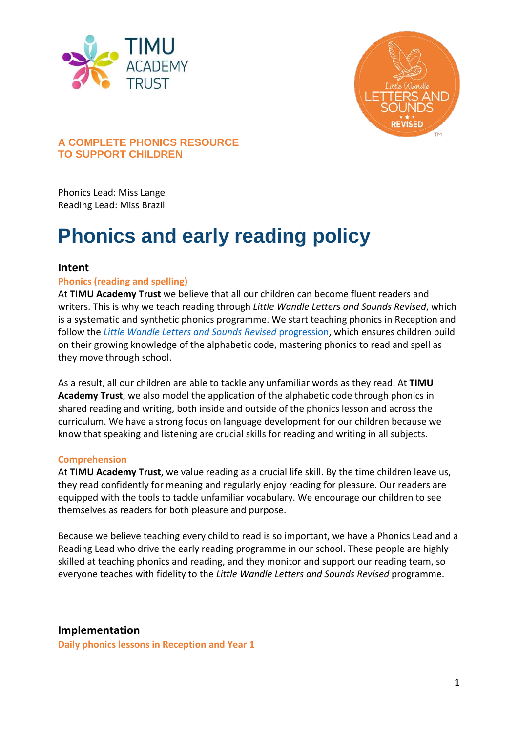TIMU ACADEMY TRUST

Little Wandle LETTERS AND SOUNDS REVISED

**A COMPLETE PHONICS RESOURCE TO SUPPORT CHILDREN**

Phonics Lead: Miss Lange
Reading Lead: Miss Brazil

# Phonics and early reading policy

## Intent

### Phonics (reading and spelling)

At **TIMU Academy Trust** we believe that all our children can become fluent readers and writers. This is why we teach reading through *Little Wandle Letters and Sounds Revised*, which is a systematic and synthetic phonics programme. We start teaching phonics in Reception and follow the *Little Wandle Letters and Sounds Revised* progression, which ensures children build on their growing knowledge of the alphabetic code, mastering phonics to read and spell as they move through school.

As a result, all our children are able to tackle any unfamiliar words as they read. At **TIMU Academy Trust**, we also model the application of the alphabetic code through phonics in shared reading and writing, both inside and outside of the phonics lesson and across the curriculum. We have a strong focus on language development for our children because we know that speaking and listening are crucial skills for reading and writing in all subjects.

### Comprehension

At **TIMU Academy Trust**, we value reading as a crucial life skill. By the time children leave us, they read confidently for meaning and regularly enjoy reading for pleasure. Our readers are equipped with the tools to tackle unfamiliar vocabulary. We encourage our children to see themselves as readers for both pleasure and purpose.

Because we believe teaching every child to read is so important, we have a Phonics Lead and a Reading Lead who drive the early reading programme in our school. These people are highly skilled at teaching phonics and reading, and they monitor and support our reading team, so everyone teaches with fidelity to the *Little Wandle Letters and Sounds Revised* programme.

## Implementation

### Daily phonics lessons in Reception and Year 1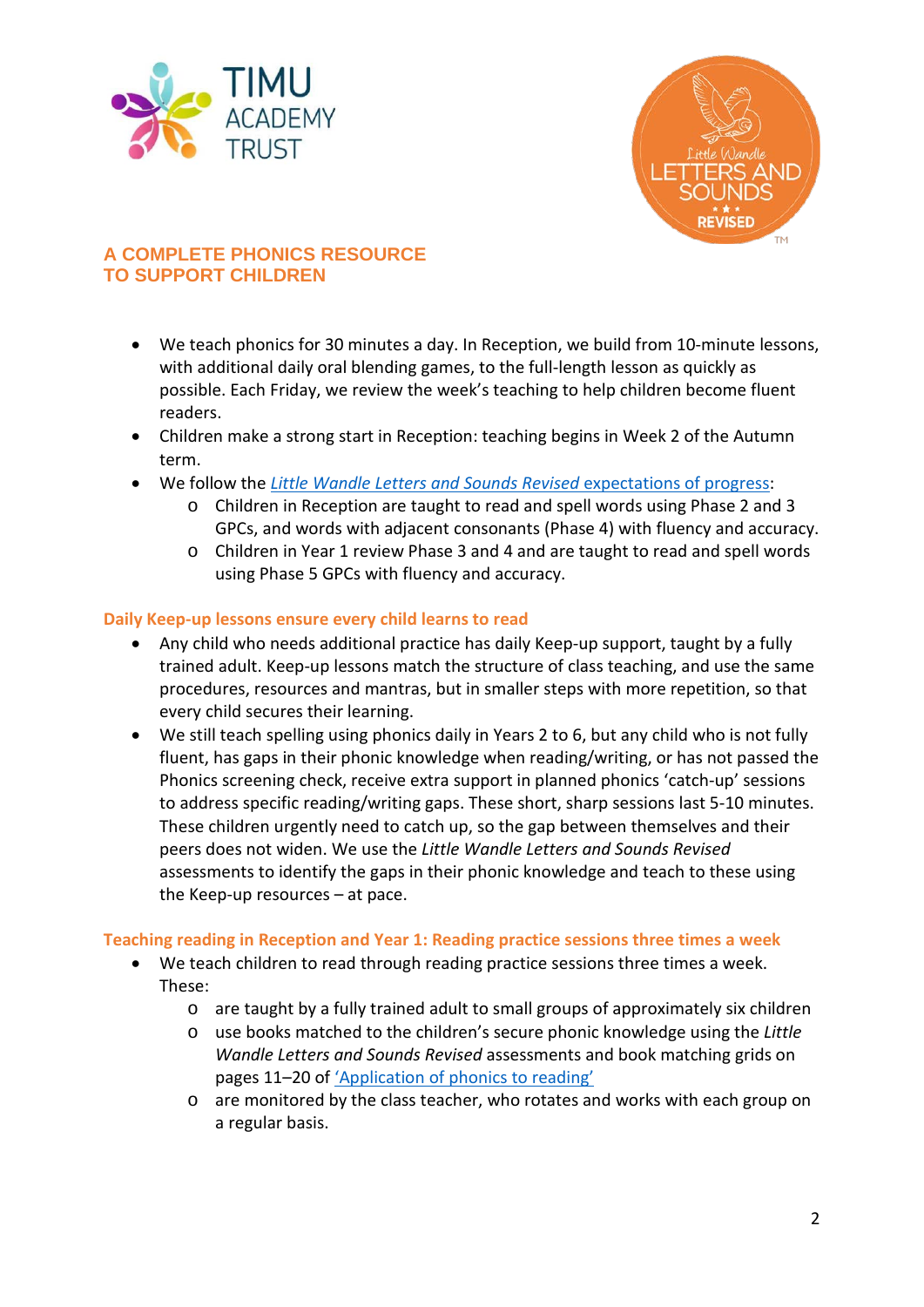TIMU ACADEMY TRUST

Little Wandle LETTERS AND SOUNDS REVISED

## A COMPLETE PHONICS RESOURCE TO SUPPORT CHILDREN

- We teach phonics for 30 minutes a day. In Reception, we build from 10-minute lessons, with additional daily oral blending games, to the full-length lesson as quickly as possible. Each Friday, we review the week's teaching to help children become fluent readers.
- Children make a strong start in Reception: teaching begins in Week 2 of the Autumn term.
- We follow the *Little Wandle Letters and Sounds Revised* expectations of progress:
  - Children in Reception are taught to read and spell words using Phase 2 and 3 GPCs, and words with adjacent consonants (Phase 4) with fluency and accuracy.
  - Children in Year 1 review Phase 3 and 4 and are taught to read and spell words using Phase 5 GPCs with fluency and accuracy.

### Daily Keep-up lessons ensure every child learns to read

- Any child who needs additional practice has daily Keep-up support, taught by a fully trained adult. Keep-up lessons match the structure of class teaching, and use the same procedures, resources and mantras, but in smaller steps with more repetition, so that every child secures their learning.
- We still teach spelling using phonics daily in Years 2 to 6, but any child who is not fully fluent, has gaps in their phonic knowledge when reading/writing, or has not passed the Phonics screening check, receive extra support in planned phonics 'catch-up' sessions to address specific reading/writing gaps. These short, sharp sessions last 5-10 minutes. These children urgently need to catch up, so the gap between themselves and their peers does not widen. We use the *Little Wandle Letters and Sounds Revised* assessments to identify the gaps in their phonic knowledge and teach to these using the Keep-up resources – at pace.

### Teaching reading in Reception and Year 1: Reading practice sessions three times a week

- We teach children to read through reading practice sessions three times a week. These:
  - are taught by a fully trained adult to small groups of approximately six children
  - use books matched to the children's secure phonic knowledge using the *Little Wandle Letters and Sounds Revised* assessments and book matching grids on pages 11–20 of 'Application of phonics to reading'
  - are monitored by the class teacher, who rotates and works with each group on a regular basis.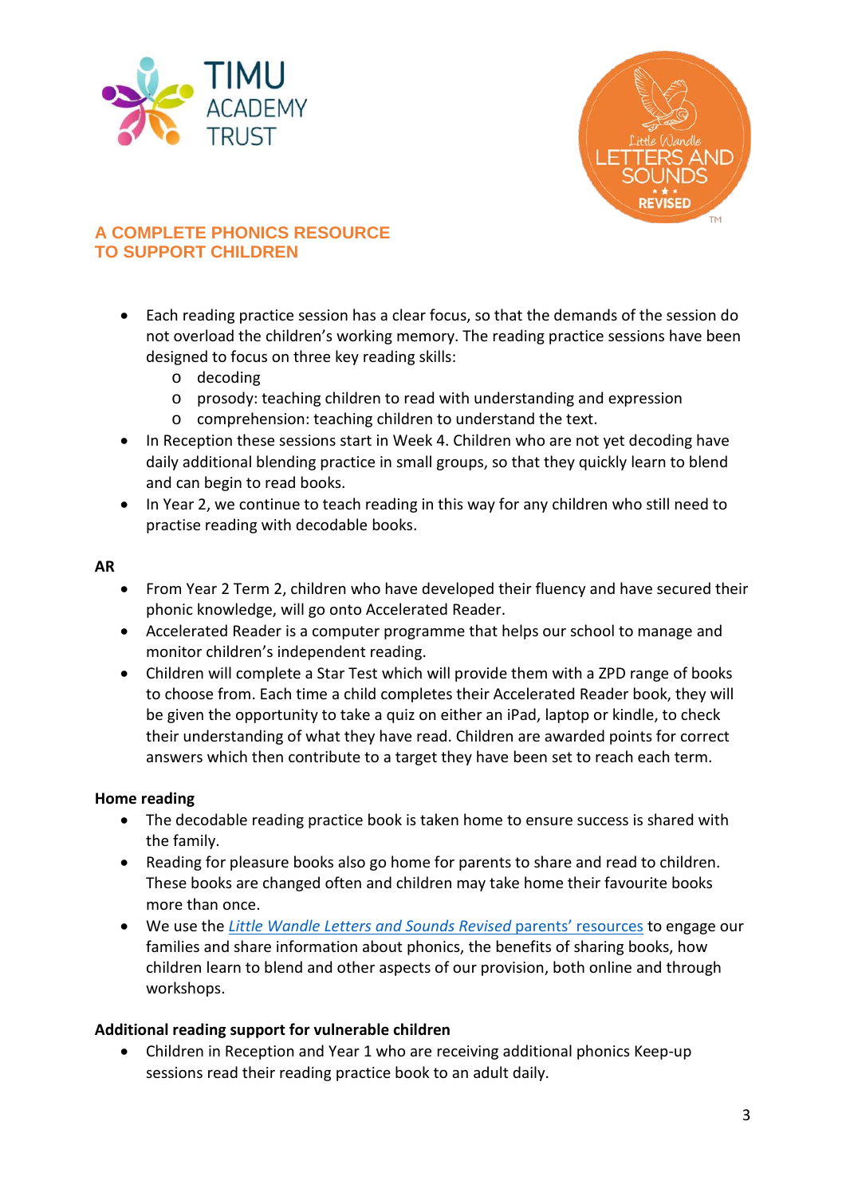TIMU ACADEMY TRUST

LITTLE WANDLE LETTERS AND SOUNDS REVISED

## A COMPLETE PHONICS RESOURCE TO SUPPORT CHILDREN

- Each reading practice session has a clear focus, so that the demands of the session do not overload the children's working memory. The reading practice sessions have been designed to focus on three key reading skills:
  - decoding
  - prosody: teaching children to read with understanding and expression
  - comprehension: teaching children to understand the text.
- In Reception these sessions start in Week 4. Children who are not yet decoding have daily additional blending practice in small groups, so that they quickly learn to blend and can begin to read books.
- In Year 2, we continue to teach reading in this way for any children who still need to practise reading with decodable books.

**AR**

- From Year 2 Term 2, children who have developed their fluency and have secured their phonic knowledge, will go onto Accelerated Reader.
- Accelerated Reader is a computer programme that helps our school to manage and monitor children's independent reading.
- Children will complete a Star Test which will provide them with a ZPD range of books to choose from. Each time a child completes their Accelerated Reader book, they will be given the opportunity to take a quiz on either an iPad, laptop or kindle, to check their understanding of what they have read. Children are awarded points for correct answers which then contribute to a target they have been set to reach each term.

**Home reading**

- The decodable reading practice book is taken home to ensure success is shared with the family.
- Reading for pleasure books also go home for parents to share and read to children. These books are changed often and children may take home their favourite books more than once.
- We use the *Little Wandle Letters and Sounds Revised* parents' resources to engage our families and share information about phonics, the benefits of sharing books, how children learn to blend and other aspects of our provision, both online and through workshops.

**Additional reading support for vulnerable children**

- Children in Reception and Year 1 who are receiving additional phonics Keep-up sessions read their reading practice book to an adult daily.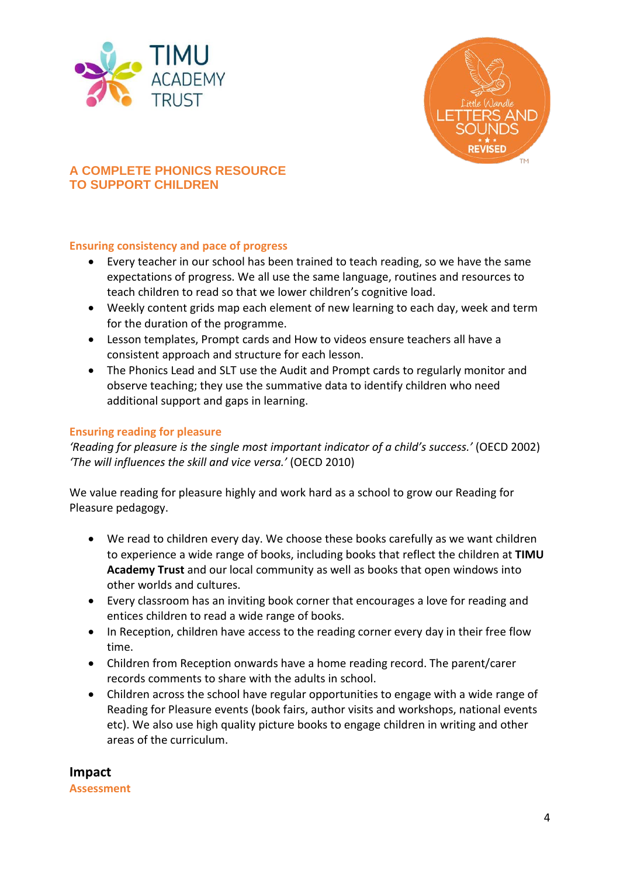**A COMPLETE PHONICS RESOURCE TO SUPPORT CHILDREN**

### Ensuring consistency and pace of progress

- Every teacher in our school has been trained to teach reading, so we have the same expectations of progress. We all use the same language, routines and resources to teach children to read so that we lower children's cognitive load.
- Weekly content grids map each element of new learning to each day, week and term for the duration of the programme.
- Lesson templates, Prompt cards and How to videos ensure teachers all have a consistent approach and structure for each lesson.
- The Phonics Lead and SLT use the Audit and Prompt cards to regularly monitor and observe teaching; they use the summative data to identify children who need additional support and gaps in learning.

### Ensuring reading for pleasure

*'Reading for pleasure is the single most important indicator of a child's success.'* (OECD 2002)
*'The will influences the skill and vice versa.'* (OECD 2010)

We value reading for pleasure highly and work hard as a school to grow our Reading for Pleasure pedagogy.

- We read to children every day. We choose these books carefully as we want children to experience a wide range of books, including books that reflect the children at **TIMU Academy Trust** and our local community as well as books that open windows into other worlds and cultures.
- Every classroom has an inviting book corner that encourages a love for reading and entices children to read a wide range of books.
- In Reception, children have access to the reading corner every day in their free flow time.
- Children from Reception onwards have a home reading record. The parent/carer records comments to share with the adults in school.
- Children across the school have regular opportunities to engage with a wide range of Reading for Pleasure events (book fairs, author visits and workshops, national events etc). We also use high quality picture books to engage children in writing and other areas of the curriculum.

## Impact

### Assessment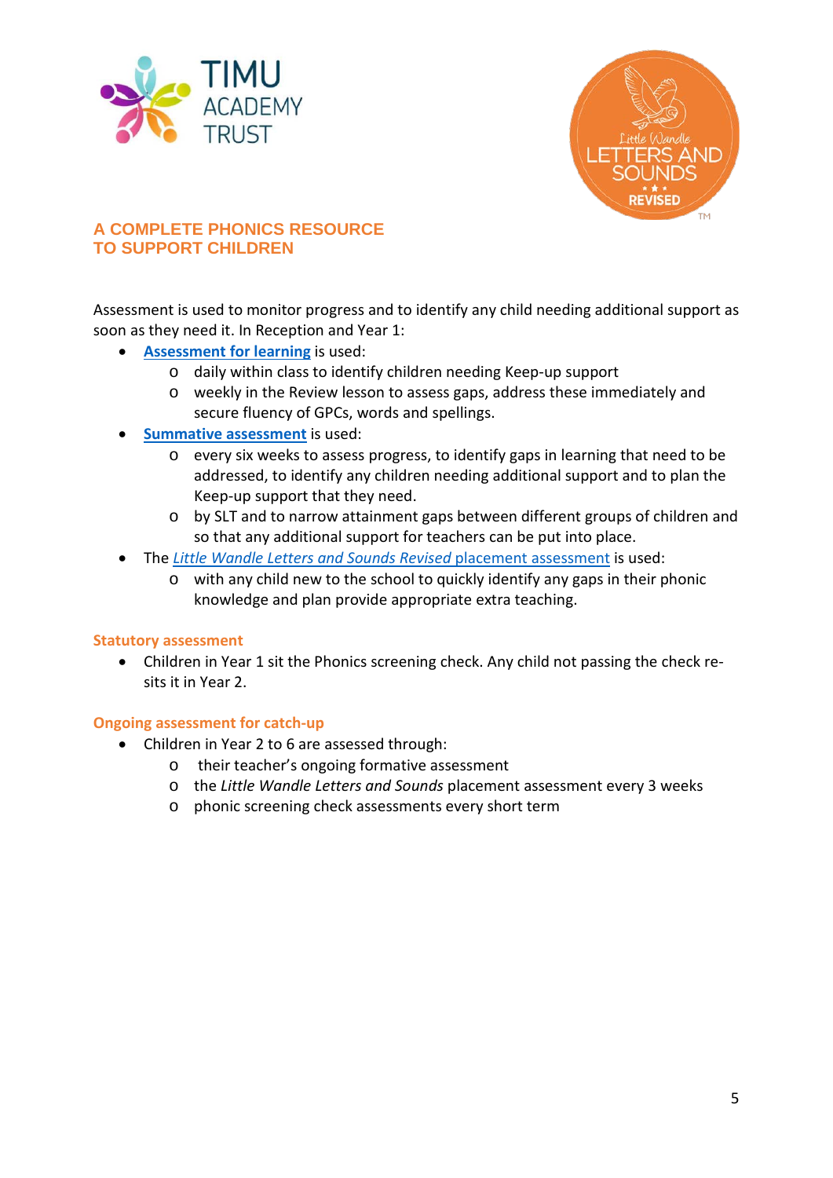TIMU ACADEMY TRUST

Little Wandle LETTERS AND SOUNDS REVISED

## A COMPLETE PHONICS RESOURCE TO SUPPORT CHILDREN

Assessment is used to monitor progress and to identify any child needing additional support as soon as they need it. In Reception and Year 1:

- **Assessment for learning** is used:
  - daily within class to identify children needing Keep-up support
  - weekly in the Review lesson to assess gaps, address these immediately and secure fluency of GPCs, words and spellings.
- **Summative assessment** is used:
  - every six weeks to assess progress, to identify gaps in learning that need to be addressed, to identify any children needing additional support and to plan the Keep-up support that they need.
  - by SLT and to narrow attainment gaps between different groups of children and so that any additional support for teachers can be put into place.
- The *Little Wandle Letters and Sounds Revised* placement assessment is used:
  - with any child new to the school to quickly identify any gaps in their phonic knowledge and plan provide appropriate extra teaching.

### Statutory assessment

- Children in Year 1 sit the Phonics screening check. Any child not passing the check re-sits it in Year 2.

### Ongoing assessment for catch-up

- Children in Year 2 to 6 are assessed through:
  - their teacher's ongoing formative assessment
  - the *Little Wandle Letters and Sounds* placement assessment every 3 weeks
  - phonic screening check assessments every short term